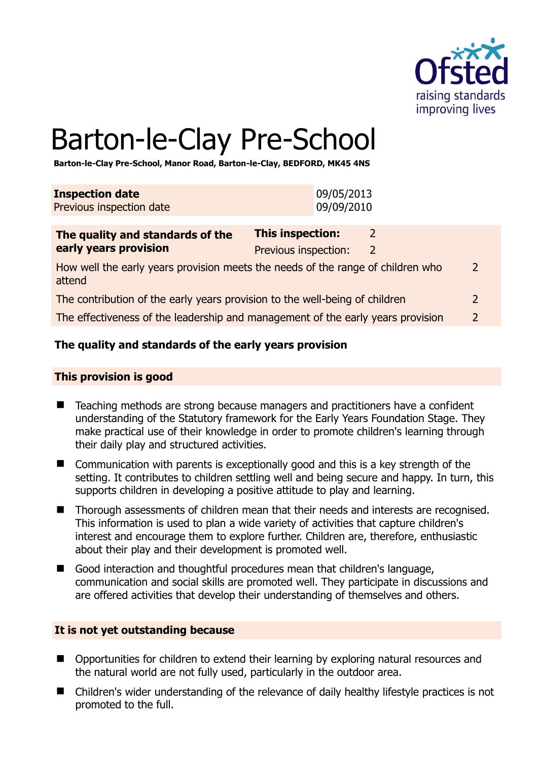# Barton-le-Clay Pre-School

**Barton-le-Clay Pre-School, Manor Road, Barton-le-Clay, BEDFORD, MK45 4NS**

| **Inspection date** | 09/05/2013 |
|---|---|
| Previous inspection date | 09/09/2010 |

| **The quality and standards of the early years provision** | **This inspection:** 2 | |
|---|---|---|
| | Previous inspection: 2 | |
| How well the early years provision meets the needs of the range of children who attend | | 2 |
| The contribution of the early years provision to the well-being of children | | 2 |
| The effectiveness of the leadership and management of the early years provision | | 2 |

## The quality and standards of the early years provision

### This provision is good

- Teaching methods are strong because managers and practitioners have a confident understanding of the Statutory framework for the Early Years Foundation Stage. They make practical use of their knowledge in order to promote children's learning through their daily play and structured activities.
- Communication with parents is exceptionally good and this is a key strength of the setting. It contributes to children settling well and being secure and happy. In turn, this supports children in developing a positive attitude to play and learning.
- Thorough assessments of children mean that their needs and interests are recognised. This information is used to plan a wide variety of activities that capture children's interest and encourage them to explore further. Children are, therefore, enthusiastic about their play and their development is promoted well.
- Good interaction and thoughtful procedures mean that children's language, communication and social skills are promoted well. They participate in discussions and are offered activities that develop their understanding of themselves and others.

### It is not yet outstanding because

- Opportunities for children to extend their learning by exploring natural resources and the natural world are not fully used, particularly in the outdoor area.
- Children's wider understanding of the relevance of daily healthy lifestyle practices is not promoted to the full.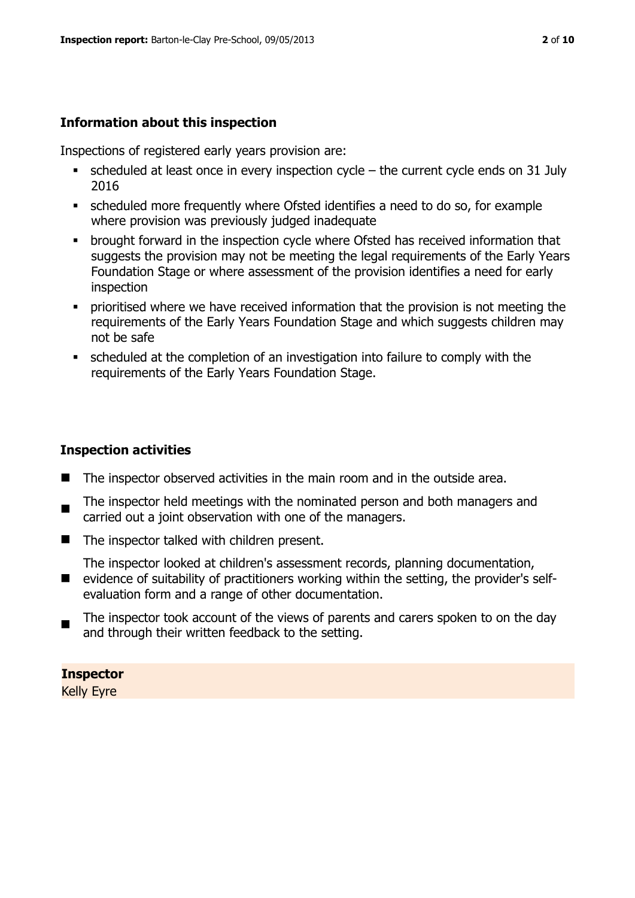## Information about this inspection

Inspections of registered early years provision are:

- scheduled at least once in every inspection cycle – the current cycle ends on 31 July 2016
- scheduled more frequently where Ofsted identifies a need to do so, for example where provision was previously judged inadequate
- brought forward in the inspection cycle where Ofsted has received information that suggests the provision may not be meeting the legal requirements of the Early Years Foundation Stage or where assessment of the provision identifies a need for early inspection
- prioritised where we have received information that the provision is not meeting the requirements of the Early Years Foundation Stage and which suggests children may not be safe
- scheduled at the completion of an investigation into failure to comply with the requirements of the Early Years Foundation Stage.

## Inspection activities

- The inspector observed activities in the main room and in the outside area.
- The inspector held meetings with the nominated person and both managers and carried out a joint observation with one of the managers.
- The inspector talked with children present.
- The inspector looked at children's assessment records, planning documentation, evidence of suitability of practitioners working within the setting, the provider's self-evaluation form and a range of other documentation.
- The inspector took account of the views of parents and carers spoken to on the day and through their written feedback to the setting.

**Inspector**
Kelly Eyre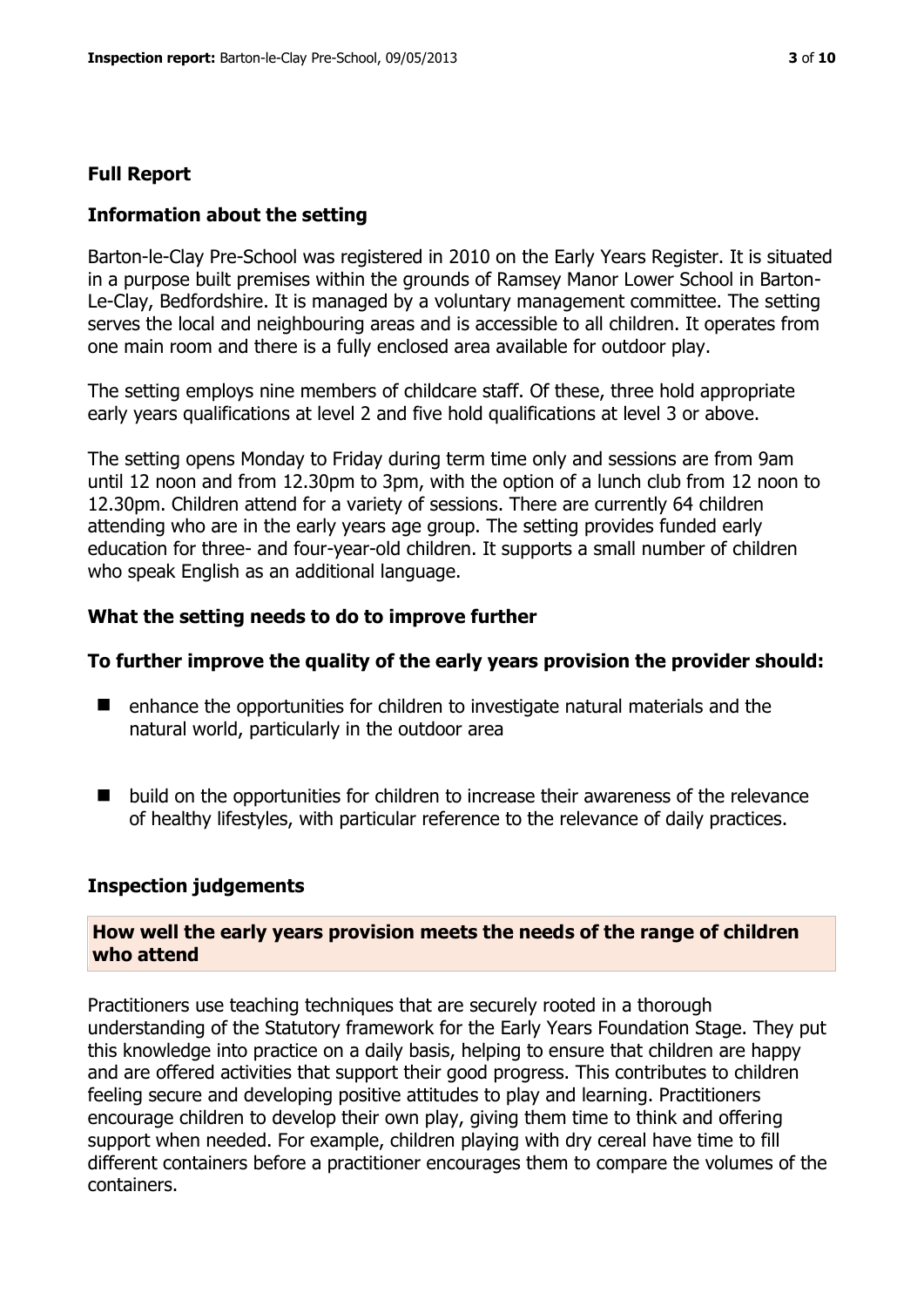## Full Report

### Information about the setting

Barton-le-Clay Pre-School was registered in 2010 on the Early Years Register. It is situated in a purpose built premises within the grounds of Ramsey Manor Lower School in Barton-Le-Clay, Bedfordshire. It is managed by a voluntary management committee. The setting serves the local and neighbouring areas and is accessible to all children. It operates from one main room and there is a fully enclosed area available for outdoor play.

The setting employs nine members of childcare staff. Of these, three hold appropriate early years qualifications at level 2 and five hold qualifications at level 3 or above.

The setting opens Monday to Friday during term time only and sessions are from 9am until 12 noon and from 12.30pm to 3pm, with the option of a lunch club from 12 noon to 12.30pm. Children attend for a variety of sessions. There are currently 64 children attending who are in the early years age group. The setting provides funded early education for three- and four-year-old children. It supports a small number of children who speak English as an additional language.

### What the setting needs to do to improve further

### To further improve the quality of the early years provision the provider should:

- enhance the opportunities for children to investigate natural materials and the natural world, particularly in the outdoor area
- build on the opportunities for children to increase their awareness of the relevance of healthy lifestyles, with particular reference to the relevance of daily practices.

### Inspection judgements

#### How well the early years provision meets the needs of the range of children who attend

Practitioners use teaching techniques that are securely rooted in a thorough understanding of the Statutory framework for the Early Years Foundation Stage. They put this knowledge into practice on a daily basis, helping to ensure that children are happy and are offered activities that support their good progress. This contributes to children feeling secure and developing positive attitudes to play and learning. Practitioners encourage children to develop their own play, giving them time to think and offering support when needed. For example, children playing with dry cereal have time to fill different containers before a practitioner encourages them to compare the volumes of the containers.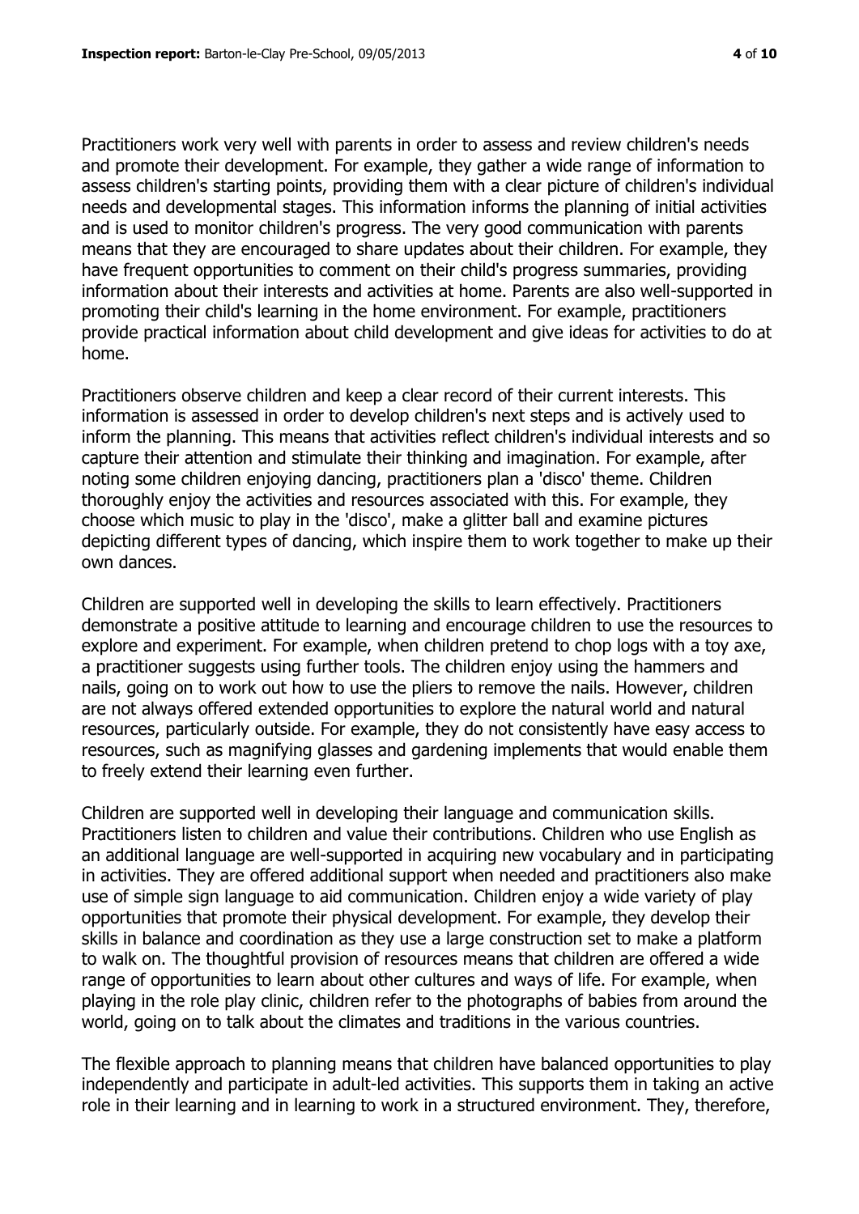Practitioners work very well with parents in order to assess and review children's needs and promote their development. For example, they gather a wide range of information to assess children's starting points, providing them with a clear picture of children's individual needs and developmental stages. This information informs the planning of initial activities and is used to monitor children's progress. The very good communication with parents means that they are encouraged to share updates about their children. For example, they have frequent opportunities to comment on their child's progress summaries, providing information about their interests and activities at home. Parents are also well-supported in promoting their child's learning in the home environment. For example, practitioners provide practical information about child development and give ideas for activities to do at home.

Practitioners observe children and keep a clear record of their current interests. This information is assessed in order to develop children's next steps and is actively used to inform the planning. This means that activities reflect children's individual interests and so capture their attention and stimulate their thinking and imagination. For example, after noting some children enjoying dancing, practitioners plan a 'disco' theme. Children thoroughly enjoy the activities and resources associated with this. For example, they choose which music to play in the 'disco', make a glitter ball and examine pictures depicting different types of dancing, which inspire them to work together to make up their own dances.

Children are supported well in developing the skills to learn effectively. Practitioners demonstrate a positive attitude to learning and encourage children to use the resources to explore and experiment. For example, when children pretend to chop logs with a toy axe, a practitioner suggests using further tools. The children enjoy using the hammers and nails, going on to work out how to use the pliers to remove the nails. However, children are not always offered extended opportunities to explore the natural world and natural resources, particularly outside. For example, they do not consistently have easy access to resources, such as magnifying glasses and gardening implements that would enable them to freely extend their learning even further.

Children are supported well in developing their language and communication skills. Practitioners listen to children and value their contributions. Children who use English as an additional language are well-supported in acquiring new vocabulary and in participating in activities. They are offered additional support when needed and practitioners also make use of simple sign language to aid communication. Children enjoy a wide variety of play opportunities that promote their physical development. For example, they develop their skills in balance and coordination as they use a large construction set to make a platform to walk on. The thoughtful provision of resources means that children are offered a wide range of opportunities to learn about other cultures and ways of life. For example, when playing in the role play clinic, children refer to the photographs of babies from around the world, going on to talk about the climates and traditions in the various countries.

The flexible approach to planning means that children have balanced opportunities to play independently and participate in adult-led activities. This supports them in taking an active role in their learning and in learning to work in a structured environment. They, therefore,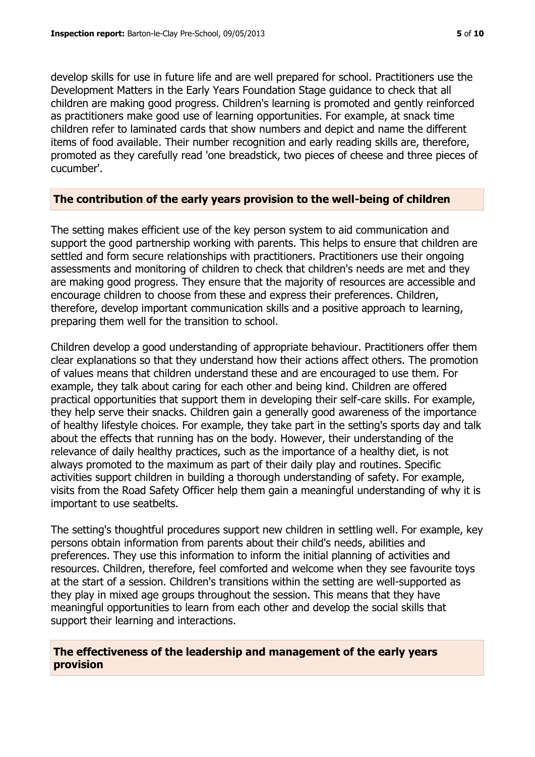develop skills for use in future life and are well prepared for school. Practitioners use the Development Matters in the Early Years Foundation Stage guidance to check that all children are making good progress. Children's learning is promoted and gently reinforced as practitioners make good use of learning opportunities. For example, at snack time children refer to laminated cards that show numbers and depict and name the different items of food available. Their number recognition and early reading skills are, therefore, promoted as they carefully read 'one breadstick, two pieces of cheese and three pieces of cucumber'.

## The contribution of the early years provision to the well-being of children

The setting makes efficient use of the key person system to aid communication and support the good partnership working with parents. This helps to ensure that children are settled and form secure relationships with practitioners. Practitioners use their ongoing assessments and monitoring of children to check that children's needs are met and they are making good progress. They ensure that the majority of resources are accessible and encourage children to choose from these and express their preferences. Children, therefore, develop important communication skills and a positive approach to learning, preparing them well for the transition to school.

Children develop a good understanding of appropriate behaviour. Practitioners offer them clear explanations so that they understand how their actions affect others. The promotion of values means that children understand these and are encouraged to use them. For example, they talk about caring for each other and being kind. Children are offered practical opportunities that support them in developing their self-care skills. For example, they help serve their snacks. Children gain a generally good awareness of the importance of healthy lifestyle choices. For example, they take part in the setting's sports day and talk about the effects that running has on the body. However, their understanding of the relevance of daily healthy practices, such as the importance of a healthy diet, is not always promoted to the maximum as part of their daily play and routines. Specific activities support children in building a thorough understanding of safety. For example, visits from the Road Safety Officer help them gain a meaningful understanding of why it is important to use seatbelts.

The setting's thoughtful procedures support new children in settling well. For example, key persons obtain information from parents about their child's needs, abilities and preferences. They use this information to inform the initial planning of activities and resources. Children, therefore, feel comforted and welcome when they see favourite toys at the start of a session. Children's transitions within the setting are well-supported as they play in mixed age groups throughout the session. This means that they have meaningful opportunities to learn from each other and develop the social skills that support their learning and interactions.

## The effectiveness of the leadership and management of the early years provision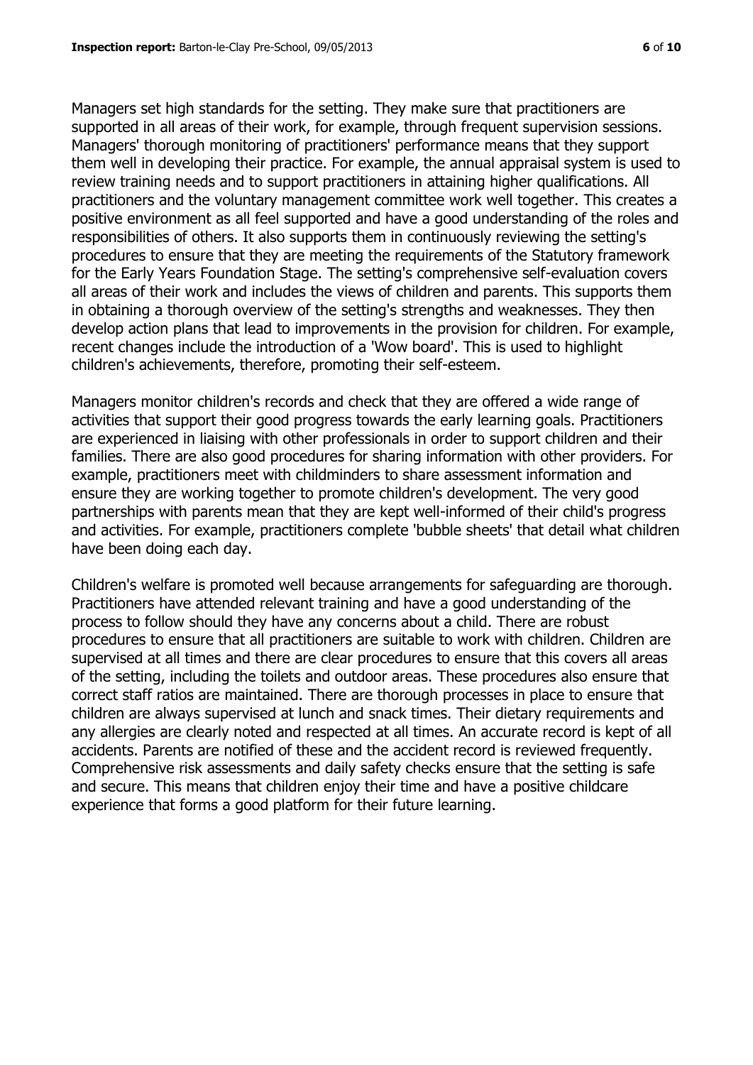Managers set high standards for the setting. They make sure that practitioners are supported in all areas of their work, for example, through frequent supervision sessions. Managers' thorough monitoring of practitioners' performance means that they support them well in developing their practice. For example, the annual appraisal system is used to review training needs and to support practitioners in attaining higher qualifications. All practitioners and the voluntary management committee work well together. This creates a positive environment as all feel supported and have a good understanding of the roles and responsibilities of others. It also supports them in continuously reviewing the setting's procedures to ensure that they are meeting the requirements of the Statutory framework for the Early Years Foundation Stage. The setting's comprehensive self-evaluation covers all areas of their work and includes the views of children and parents. This supports them in obtaining a thorough overview of the setting's strengths and weaknesses. They then develop action plans that lead to improvements in the provision for children. For example, recent changes include the introduction of a 'Wow board'. This is used to highlight children's achievements, therefore, promoting their self-esteem.

Managers monitor children's records and check that they are offered a wide range of activities that support their good progress towards the early learning goals. Practitioners are experienced in liaising with other professionals in order to support children and their families. There are also good procedures for sharing information with other providers. For example, practitioners meet with childminders to share assessment information and ensure they are working together to promote children's development. The very good partnerships with parents mean that they are kept well-informed of their child's progress and activities. For example, practitioners complete 'bubble sheets' that detail what children have been doing each day.

Children's welfare is promoted well because arrangements for safeguarding are thorough. Practitioners have attended relevant training and have a good understanding of the process to follow should they have any concerns about a child. There are robust procedures to ensure that all practitioners are suitable to work with children. Children are supervised at all times and there are clear procedures to ensure that this covers all areas of the setting, including the toilets and outdoor areas. These procedures also ensure that correct staff ratios are maintained. There are thorough processes in place to ensure that children are always supervised at lunch and snack times. Their dietary requirements and any allergies are clearly noted and respected at all times. An accurate record is kept of all accidents. Parents are notified of these and the accident record is reviewed frequently. Comprehensive risk assessments and daily safety checks ensure that the setting is safe and secure. This means that children enjoy their time and have a positive childcare experience that forms a good platform for their future learning.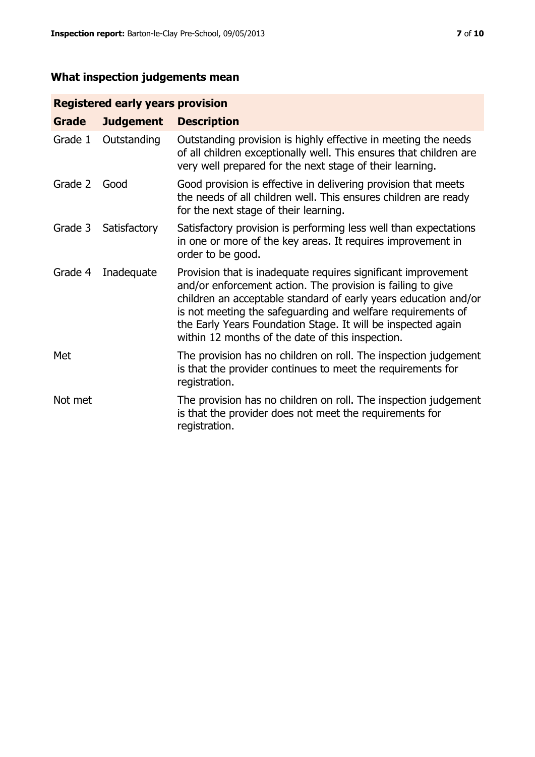## What inspection judgements mean

| Registered early years provision | | |
|---|---|---|
| **Grade** | **Judgement** | **Description** |
| Grade 1 | Outstanding | Outstanding provision is highly effective in meeting the needs of all children exceptionally well. This ensures that children are very well prepared for the next stage of their learning. |
| Grade 2 | Good | Good provision is effective in delivering provision that meets the needs of all children well. This ensures children are ready for the next stage of their learning. |
| Grade 3 | Satisfactory | Satisfactory provision is performing less well than expectations in one or more of the key areas. It requires improvement in order to be good. |
| Grade 4 | Inadequate | Provision that is inadequate requires significant improvement and/or enforcement action. The provision is failing to give children an acceptable standard of early years education and/or is not meeting the safeguarding and welfare requirements of the Early Years Foundation Stage. It will be inspected again within 12 months of the date of this inspection. |
| Met | | The provision has no children on roll. The inspection judgement is that the provider continues to meet the requirements for registration. |
| Not met | | The provision has no children on roll. The inspection judgement is that the provider does not meet the requirements for registration. |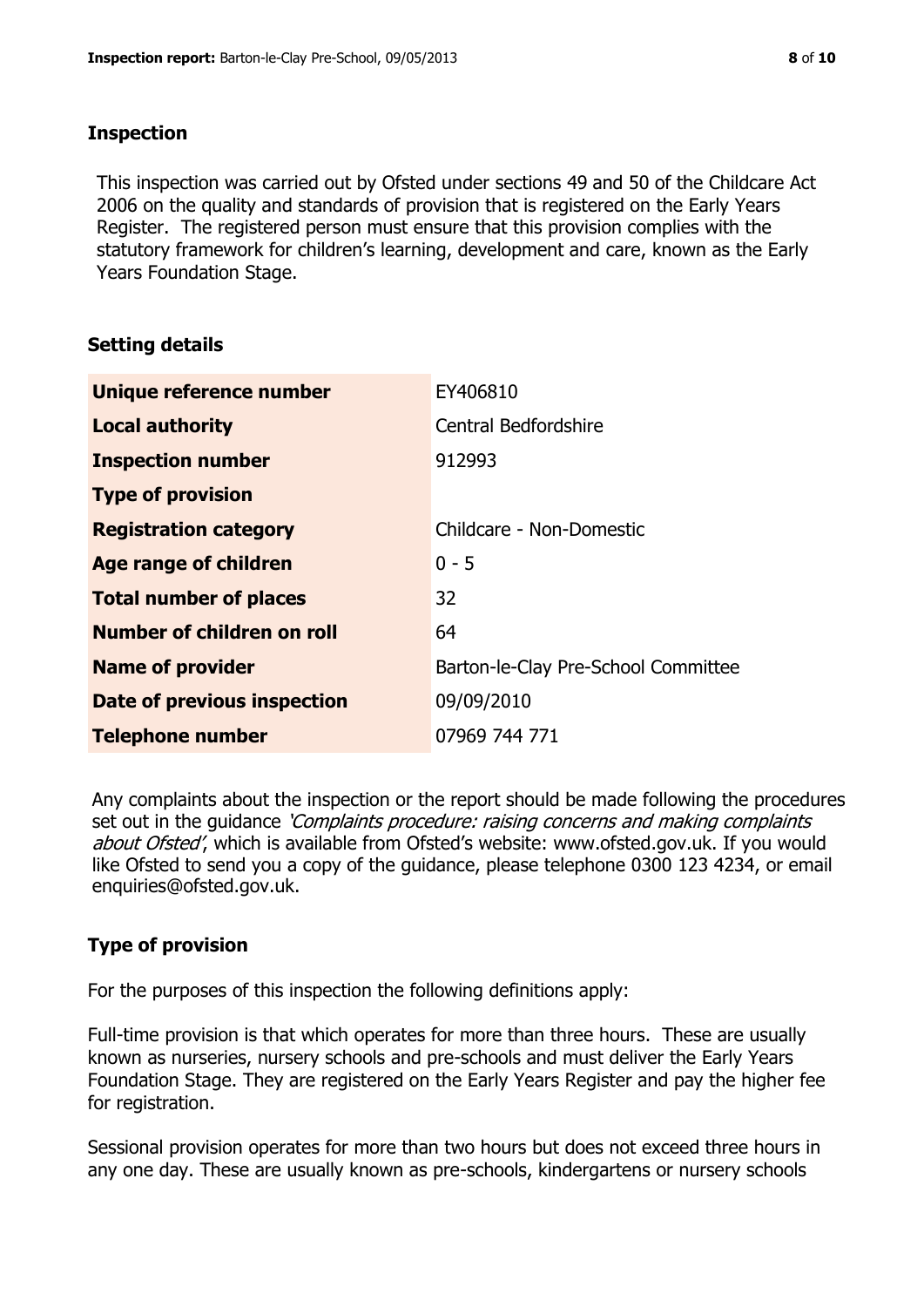## Inspection

This inspection was carried out by Ofsted under sections 49 and 50 of the Childcare Act 2006 on the quality and standards of provision that is registered on the Early Years Register. The registered person must ensure that this provision complies with the statutory framework for children's learning, development and care, known as the Early Years Foundation Stage.

## Setting details

| | |
|---|---|
| **Unique reference number** | EY406810 |
| **Local authority** | Central Bedfordshire |
| **Inspection number** | 912993 |
| **Type of provision** | |
| **Registration category** | Childcare - Non-Domestic |
| **Age range of children** | 0 - 5 |
| **Total number of places** | 32 |
| **Number of children on roll** | 64 |
| **Name of provider** | Barton-le-Clay Pre-School Committee |
| **Date of previous inspection** | 09/09/2010 |
| **Telephone number** | 07969 744 771 |

Any complaints about the inspection or the report should be made following the procedures set out in the guidance *'Complaints procedure: raising concerns and making complaints about Ofsted'*, which is available from Ofsted's website: www.ofsted.gov.uk. If you would like Ofsted to send you a copy of the guidance, please telephone 0300 123 4234, or email enquiries@ofsted.gov.uk.

## Type of provision

For the purposes of this inspection the following definitions apply:

Full-time provision is that which operates for more than three hours. These are usually known as nurseries, nursery schools and pre-schools and must deliver the Early Years Foundation Stage. They are registered on the Early Years Register and pay the higher fee for registration.

Sessional provision operates for more than two hours but does not exceed three hours in any one day. These are usually known as pre-schools, kindergartens or nursery schools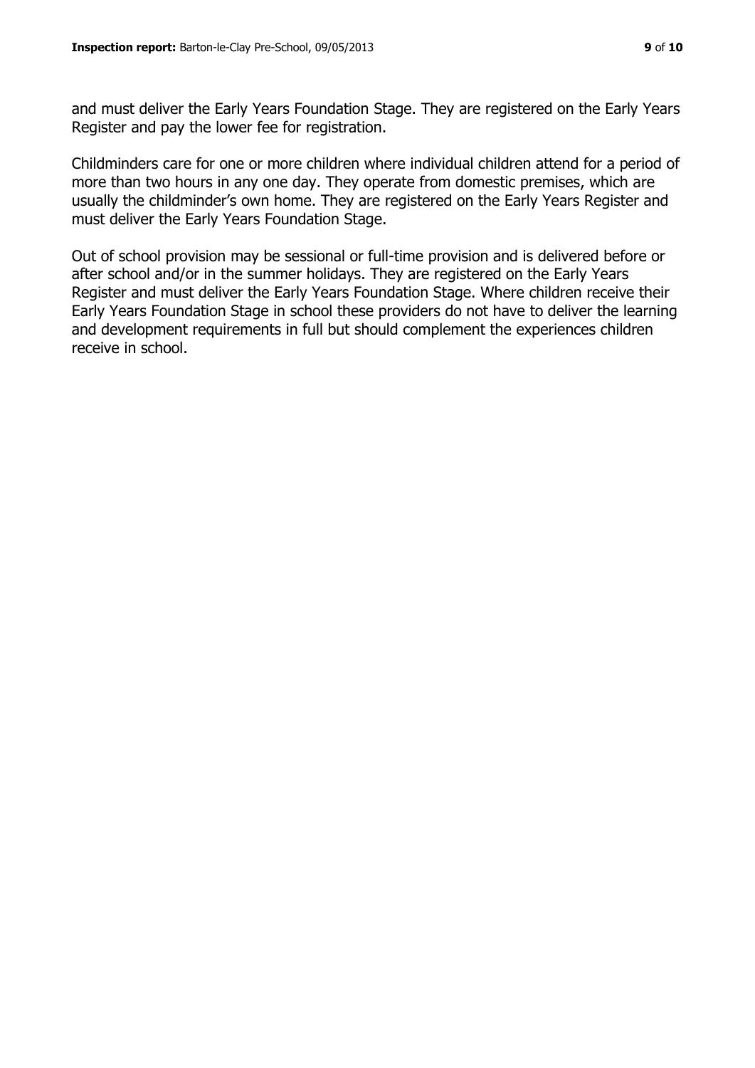and must deliver the Early Years Foundation Stage. They are registered on the Early Years Register and pay the lower fee for registration.

Childminders care for one or more children where individual children attend for a period of more than two hours in any one day. They operate from domestic premises, which are usually the childminder's own home. They are registered on the Early Years Register and must deliver the Early Years Foundation Stage.

Out of school provision may be sessional or full-time provision and is delivered before or after school and/or in the summer holidays. They are registered on the Early Years Register and must deliver the Early Years Foundation Stage. Where children receive their Early Years Foundation Stage in school these providers do not have to deliver the learning and development requirements in full but should complement the experiences children receive in school.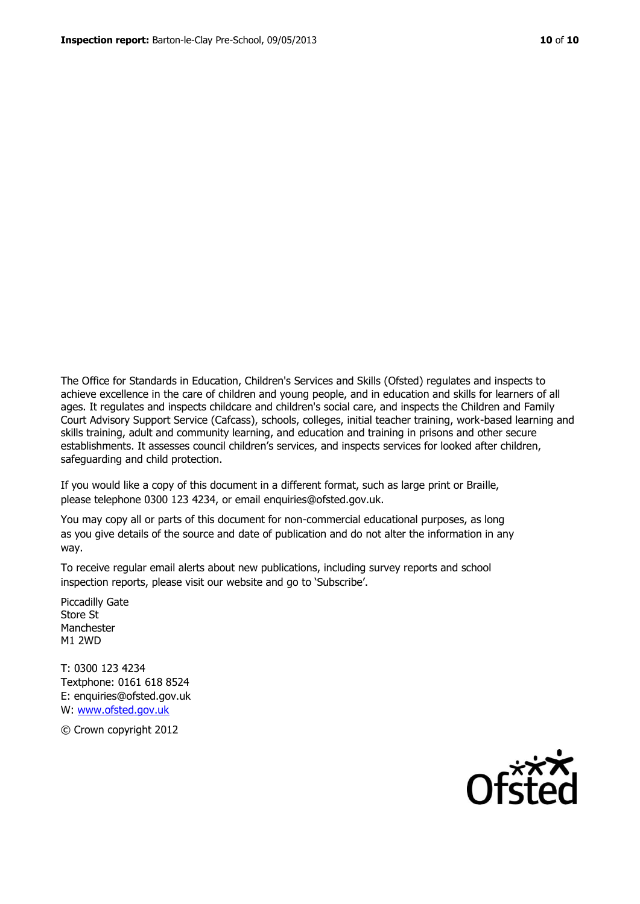The Office for Standards in Education, Children's Services and Skills (Ofsted) regulates and inspects to achieve excellence in the care of children and young people, and in education and skills for learners of all ages. It regulates and inspects childcare and children's social care, and inspects the Children and Family Court Advisory Support Service (Cafcass), schools, colleges, initial teacher training, work-based learning and skills training, adult and community learning, and education and training in prisons and other secure establishments. It assesses council children's services, and inspects services for looked after children, safeguarding and child protection.

If you would like a copy of this document in a different format, such as large print or Braille, please telephone 0300 123 4234, or email enquiries@ofsted.gov.uk.

You may copy all or parts of this document for non-commercial educational purposes, as long as you give details of the source and date of publication and do not alter the information in any way.

To receive regular email alerts about new publications, including survey reports and school inspection reports, please visit our website and go to 'Subscribe'.

Piccadilly Gate
Store St
Manchester
M1 2WD

T: 0300 123 4234
Textphone: 0161 618 8524
E: enquiries@ofsted.gov.uk
W: www.ofsted.gov.uk

© Crown copyright 2012

Ofsted